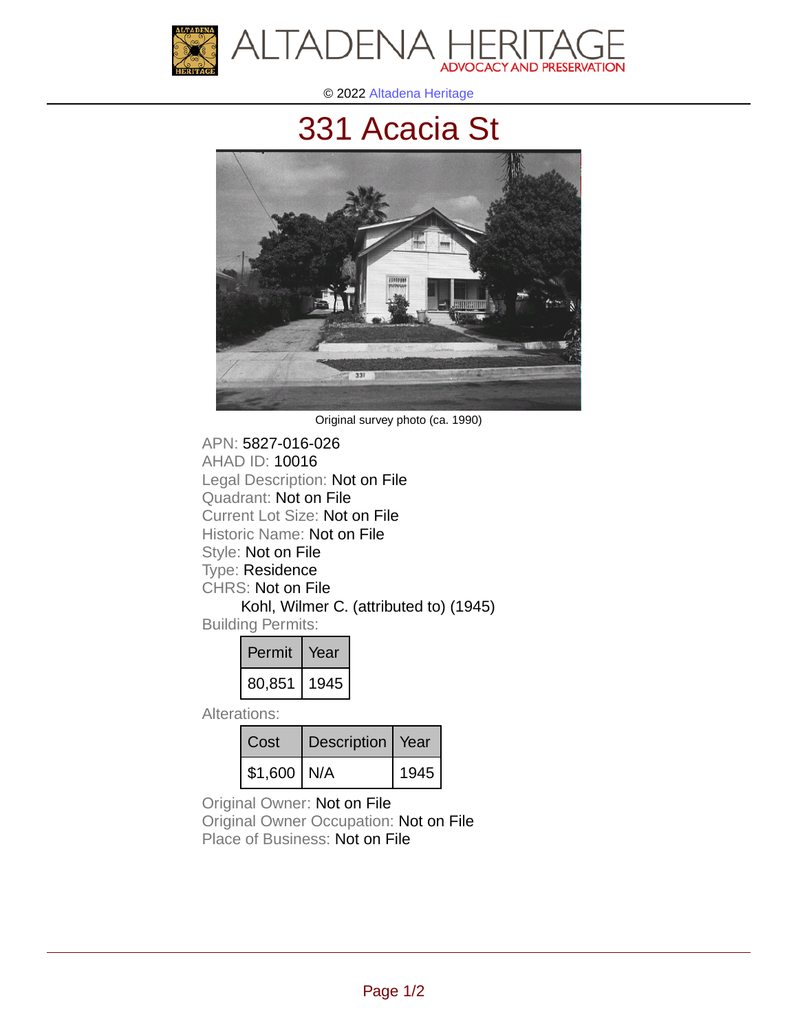ALTADENA HERITAGE
ADVOCACY AND PRESERVATION

© 2022 Altadena Heritage

# 331 Acacia St

Original survey photo (ca. 1990)

APN: 5827-016-026
AHAD ID: 10016
Legal Description: Not on File
Quadrant: Not on File
Current Lot Size: Not on File
Historic Name: Not on File
Style: Not on File
Type: Residence
CHRS: Not on File
Kohl, Wilmer C. (attributed to) (1945)
Building Permits:

| Permit | Year |
|---|---|
| 80,851 | 1945 |

Alterations:

| Cost | Description | Year |
|---|---|---|
| $1,600 | N/A | 1945 |

Original Owner: Not on File
Original Owner Occupation: Not on File
Place of Business: Not on File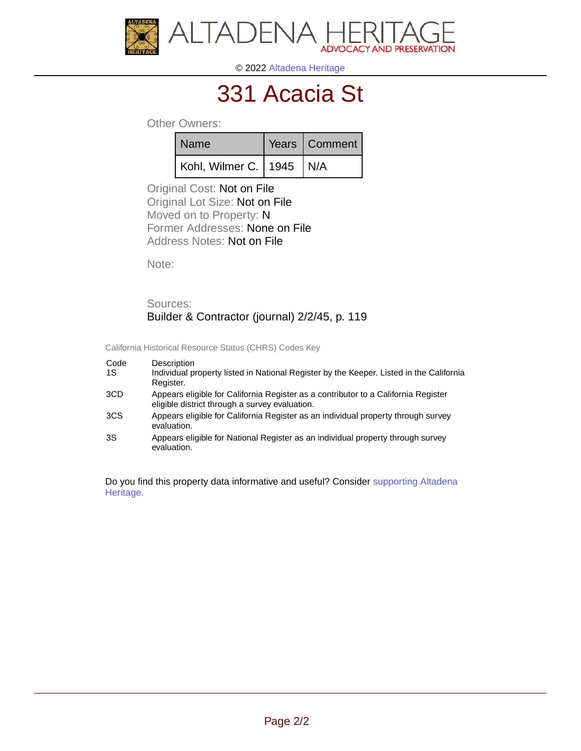© 2022 Altadena Heritage

# 331 Acacia St

Other Owners:

| Name | Years | Comment |
| --- | --- | --- |
| Kohl, Wilmer C. | 1945 | N/A |

Original Cost: Not on File
Original Lot Size: Not on File
Moved on to Property: N
Former Addresses: None on File
Address Notes: Not on File

Note:

Sources:
Builder & Contractor (journal) 2/2/45, p. 119

California Historical Resource Status (CHRS) Codes Key

| Code | Description |
| --- | --- |
| 1S | Individual property listed in National Register by the Keeper. Listed in the California Register. |
| 3CD | Appears eligible for California Register as a contributor to a California Register eligible district through a survey evaluation. |
| 3CS | Appears eligible for California Register as an individual property through survey evaluation. |
| 3S | Appears eligible for National Register as an individual property through survey evaluation. |

Do you find this property data informative and useful? Consider supporting Altadena Heritage.